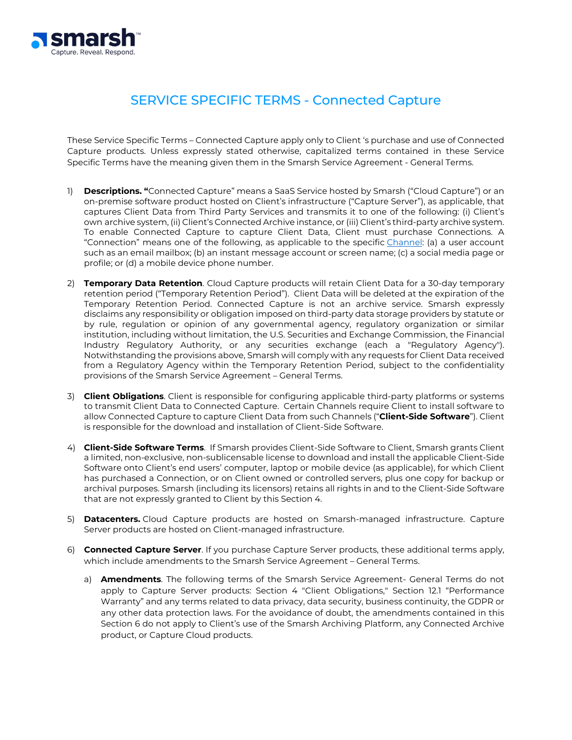# SERVICE SPECIFIC TERMS - Connected Capture

These Service Specific Terms – Connected Capture apply only to Client 's purchase and use of Connected Capture products. Unless expressly stated otherwise, capitalized terms contained in these Service Specific Terms have the meaning given them in the Smarsh Service Agreement - General Terms.

1) **Descriptions. "**Connected Capture" means a SaaS Service hosted by Smarsh ("Cloud Capture") or an on-premise software product hosted on Client's infrastructure ("Capture Server"), as applicable, that captures Client Data from Third Party Services and transmits it to one of the following: (i) Client's own archive system, (ii) Client's Connected Archive instance, or (iii) Client's third-party archive system. To enable Connected Capture to capture Client Data, Client must purchase Connections. A "Connection" means one of the following, as applicable to the specific Channel: (a) a user account such as an email mailbox; (b) an instant message account or screen name; (c) a social media page or profile; or (d) a mobile device phone number.

2) **Temporary Data Retention**. Cloud Capture products will retain Client Data for a 30-day temporary retention period ("Temporary Retention Period"). Client Data will be deleted at the expiration of the Temporary Retention Period. Connected Capture is not an archive service. Smarsh expressly disclaims any responsibility or obligation imposed on third-party data storage providers by statute or by rule, regulation or opinion of any governmental agency, regulatory organization or similar institution, including without limitation, the U.S. Securities and Exchange Commission, the Financial Industry Regulatory Authority, or any securities exchange (each a "Regulatory Agency"). Notwithstanding the provisions above, Smarsh will comply with any requests for Client Data received from a Regulatory Agency within the Temporary Retention Period, subject to the confidentiality provisions of the Smarsh Service Agreement – General Terms.

3) **Client Obligations**. Client is responsible for configuring applicable third-party platforms or systems to transmit Client Data to Connected Capture. Certain Channels require Client to install software to allow Connected Capture to capture Client Data from such Channels ("**Client-Side Software**"). Client is responsible for the download and installation of Client-Side Software.

4) **Client-Side Software Terms**. If Smarsh provides Client-Side Software to Client, Smarsh grants Client a limited, non-exclusive, non-sublicensable license to download and install the applicable Client-Side Software onto Client's end users' computer, laptop or mobile device (as applicable), for which Client has purchased a Connection, or on Client owned or controlled servers, plus one copy for backup or archival purposes. Smarsh (including its licensors) retains all rights in and to the Client-Side Software that are not expressly granted to Client by this Section 4.

5) **Datacenters.** Cloud Capture products are hosted on Smarsh-managed infrastructure. Capture Server products are hosted on Client-managed infrastructure.

6) **Connected Capture Server**. If you purchase Capture Server products, these additional terms apply, which include amendments to the Smarsh Service Agreement – General Terms.

   a) **Amendments**. The following terms of the Smarsh Service Agreement- General Terms do not apply to Capture Server products: Section 4 "Client Obligations," Section 12.1 "Performance Warranty" and any terms related to data privacy, data security, business continuity, the GDPR or any other data protection laws. For the avoidance of doubt, the amendments contained in this Section 6 do not apply to Client's use of the Smarsh Archiving Platform, any Connected Archive product, or Capture Cloud products.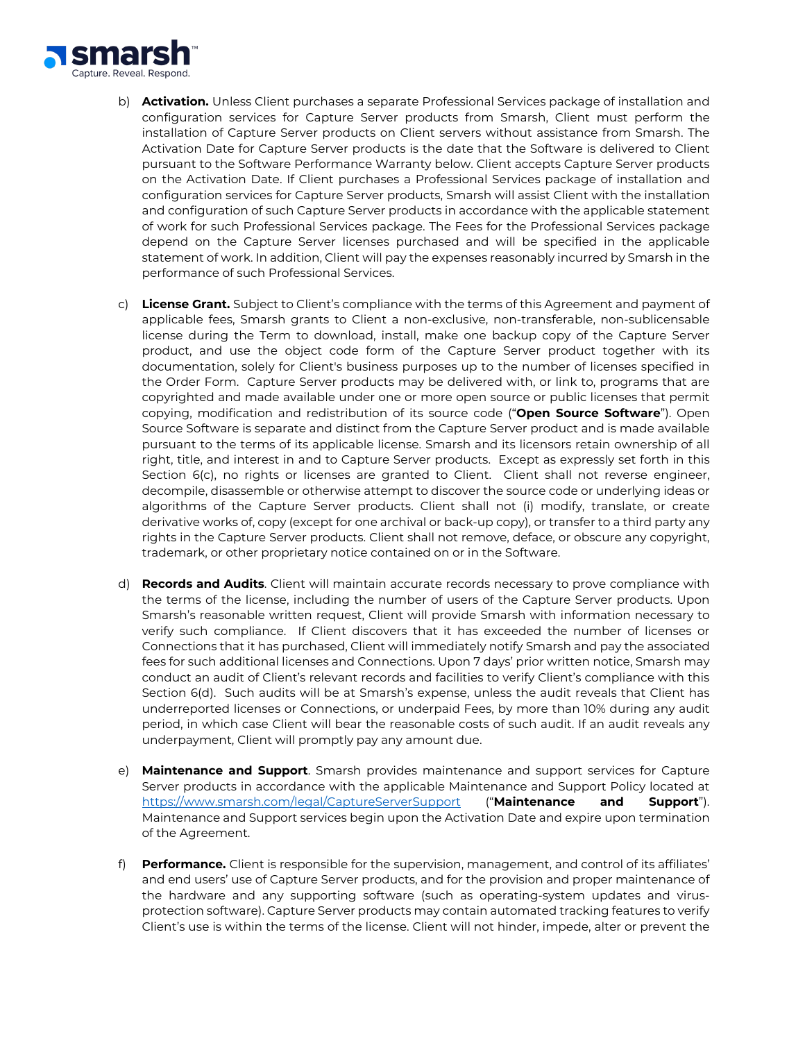b) **Activation.** Unless Client purchases a separate Professional Services package of installation and configuration services for Capture Server products from Smarsh, Client must perform the installation of Capture Server products on Client servers without assistance from Smarsh. The Activation Date for Capture Server products is the date that the Software is delivered to Client pursuant to the Software Performance Warranty below. Client accepts Capture Server products on the Activation Date. If Client purchases a Professional Services package of installation and configuration services for Capture Server products, Smarsh will assist Client with the installation and configuration of such Capture Server products in accordance with the applicable statement of work for such Professional Services package. The Fees for the Professional Services package depend on the Capture Server licenses purchased and will be specified in the applicable statement of work. In addition, Client will pay the expenses reasonably incurred by Smarsh in the performance of such Professional Services.

c) **License Grant.** Subject to Client's compliance with the terms of this Agreement and payment of applicable fees, Smarsh grants to Client a non-exclusive, non-transferable, non-sublicensable license during the Term to download, install, make one backup copy of the Capture Server product, and use the object code form of the Capture Server product together with its documentation, solely for Client's business purposes up to the number of licenses specified in the Order Form. Capture Server products may be delivered with, or link to, programs that are copyrighted and made available under one or more open source or public licenses that permit copying, modification and redistribution of its source code ("**Open Source Software**"). Open Source Software is separate and distinct from the Capture Server product and is made available pursuant to the terms of its applicable license. Smarsh and its licensors retain ownership of all right, title, and interest in and to Capture Server products. Except as expressly set forth in this Section 6(c), no rights or licenses are granted to Client. Client shall not reverse engineer, decompile, disassemble or otherwise attempt to discover the source code or underlying ideas or algorithms of the Capture Server products. Client shall not (i) modify, translate, or create derivative works of, copy (except for one archival or back-up copy), or transfer to a third party any rights in the Capture Server products. Client shall not remove, deface, or obscure any copyright, trademark, or other proprietary notice contained on or in the Software.

d) **Records and Audits**. Client will maintain accurate records necessary to prove compliance with the terms of the license, including the number of users of the Capture Server products. Upon Smarsh's reasonable written request, Client will provide Smarsh with information necessary to verify such compliance. If Client discovers that it has exceeded the number of licenses or Connections that it has purchased, Client will immediately notify Smarsh and pay the associated fees for such additional licenses and Connections. Upon 7 days' prior written notice, Smarsh may conduct an audit of Client's relevant records and facilities to verify Client's compliance with this Section 6(d). Such audits will be at Smarsh's expense, unless the audit reveals that Client has underreported licenses or Connections, or underpaid Fees, by more than 10% during any audit period, in which case Client will bear the reasonable costs of such audit. If an audit reveals any underpayment, Client will promptly pay any amount due.

e) **Maintenance and Support**. Smarsh provides maintenance and support services for Capture Server products in accordance with the applicable Maintenance and Support Policy located at [https://www.smarsh.com/legal/CaptureServerSupport](https://www.smarsh.com/legal/CaptureServerSupport) ("**Maintenance and Support**"). Maintenance and Support services begin upon the Activation Date and expire upon termination of the Agreement.

f) **Performance.** Client is responsible for the supervision, management, and control of its affiliates' and end users' use of Capture Server products, and for the provision and proper maintenance of the hardware and any supporting software (such as operating-system updates and virus-protection software). Capture Server products may contain automated tracking features to verify Client's use is within the terms of the license. Client will not hinder, impede, alter or prevent the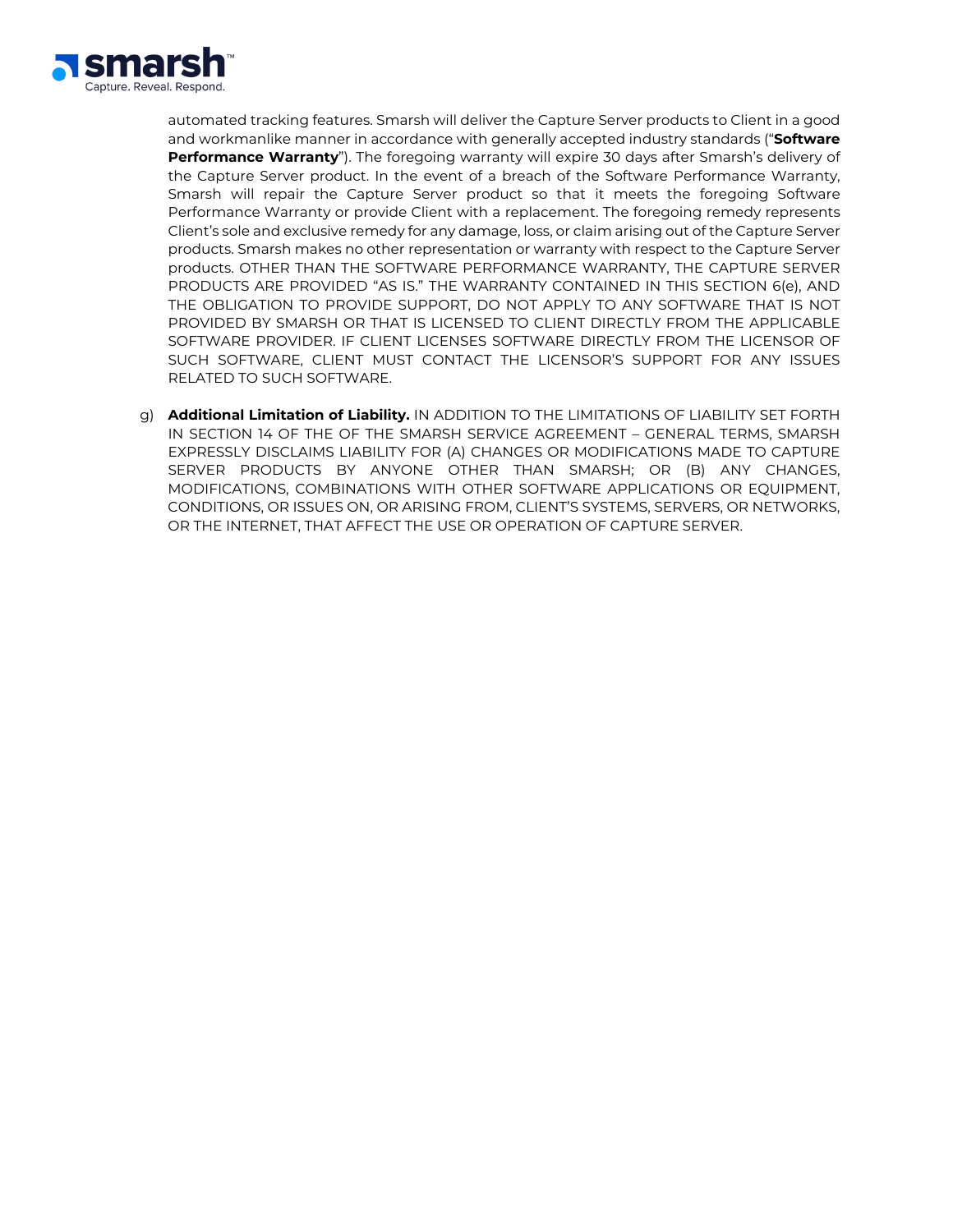automated tracking features. Smarsh will deliver the Capture Server products to Client in a good and workmanlike manner in accordance with generally accepted industry standards ("**Software Performance Warranty**"). The foregoing warranty will expire 30 days after Smarsh's delivery of the Capture Server product. In the event of a breach of the Software Performance Warranty, Smarsh will repair the Capture Server product so that it meets the foregoing Software Performance Warranty or provide Client with a replacement. The foregoing remedy represents Client's sole and exclusive remedy for any damage, loss, or claim arising out of the Capture Server products. Smarsh makes no other representation or warranty with respect to the Capture Server products. OTHER THAN THE SOFTWARE PERFORMANCE WARRANTY, THE CAPTURE SERVER PRODUCTS ARE PROVIDED "AS IS." THE WARRANTY CONTAINED IN THIS SECTION 6(e), AND THE OBLIGATION TO PROVIDE SUPPORT, DO NOT APPLY TO ANY SOFTWARE THAT IS NOT PROVIDED BY SMARSH OR THAT IS LICENSED TO CLIENT DIRECTLY FROM THE APPLICABLE SOFTWARE PROVIDER. IF CLIENT LICENSES SOFTWARE DIRECTLY FROM THE LICENSOR OF SUCH SOFTWARE, CLIENT MUST CONTACT THE LICENSOR'S SUPPORT FOR ANY ISSUES RELATED TO SUCH SOFTWARE.

g) **Additional Limitation of Liability.** IN ADDITION TO THE LIMITATIONS OF LIABILITY SET FORTH IN SECTION 14 OF THE OF THE SMARSH SERVICE AGREEMENT – GENERAL TERMS, SMARSH EXPRESSLY DISCLAIMS LIABILITY FOR (A) CHANGES OR MODIFICATIONS MADE TO CAPTURE SERVER PRODUCTS BY ANYONE OTHER THAN SMARSH; OR (B) ANY CHANGES, MODIFICATIONS, COMBINATIONS WITH OTHER SOFTWARE APPLICATIONS OR EQUIPMENT, CONDITIONS, OR ISSUES ON, OR ARISING FROM, CLIENT'S SYSTEMS, SERVERS, OR NETWORKS, OR THE INTERNET, THAT AFFECT THE USE OR OPERATION OF CAPTURE SERVER.